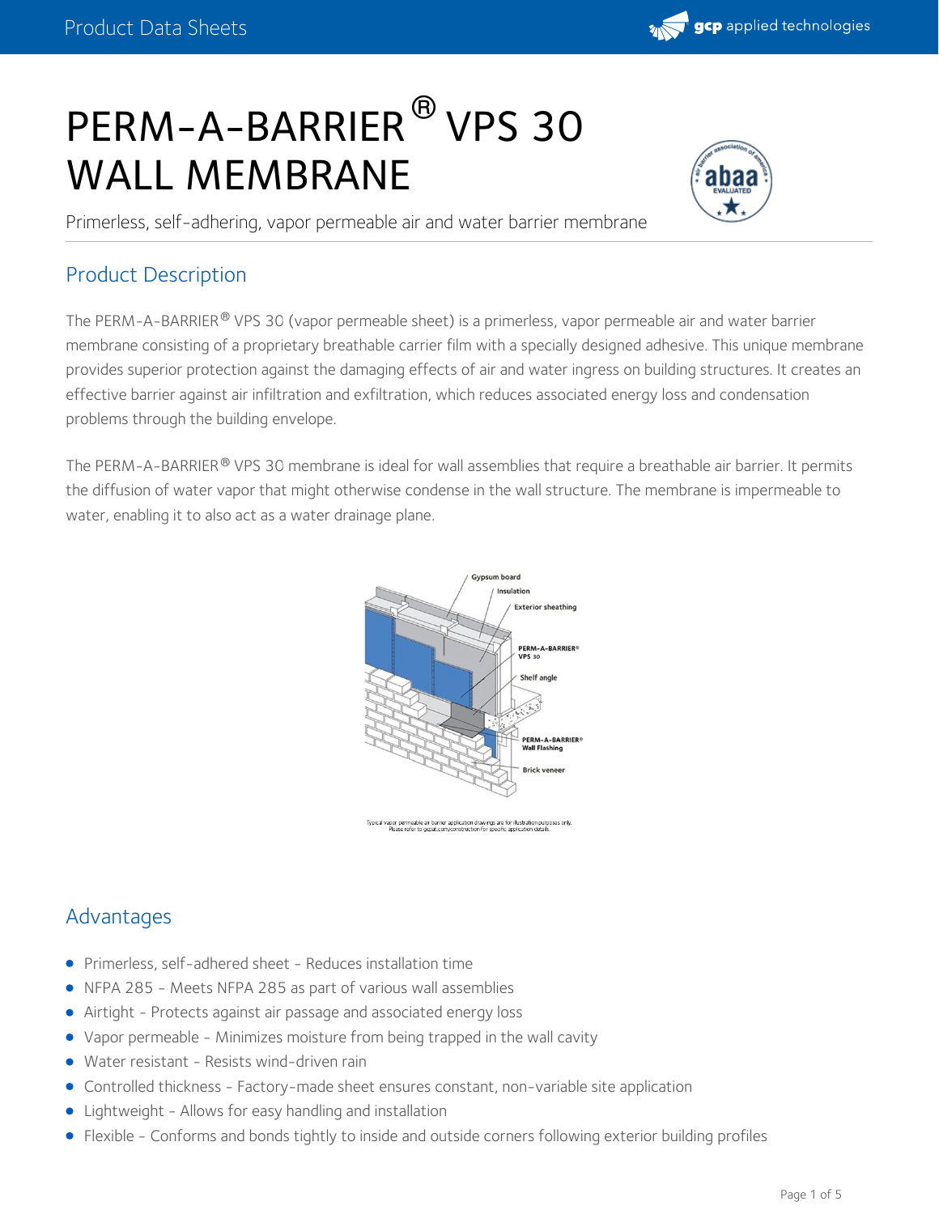# PERM-A-BARRIER® VPS 30 WALL MEMBRANE

Primerless, self-adhering, vapor permeable air and water barrier membrane

## Product Description

The PERM-A-BARRIER® VPS 30 (vapor permeable sheet) is a primerless, vapor permeable air and water barrier membrane consisting of a proprietary breathable carrier film with a specially designed adhesive. This unique membrane provides superior protection against the damaging effects of air and water ingress on building structures. It creates an effective barrier against air infiltration and exfiltration, which reduces associated energy loss and condensation problems through the building envelope.

The PERM-A-BARRIER® VPS 30 membrane is ideal for wall assemblies that require a breathable air barrier. It permits the diffusion of water vapor that might otherwise condense in the wall structure. The membrane is impermeable to water, enabling it to also act as a water drainage plane.

Gypsum board
Insulation
Exterior sheathing
PERM-A-BARRIER® VPS 30
Shelf angle
PERM-A-BARRIER® Wall Flashing
Brick veneer

Typical vapor permeable air barrier application drawings are for illustration purposes only. Please refer to gcpat.com/construction for specific application details.

## Advantages

- Primerless, self-adhered sheet - Reduces installation time
- NFPA 285 - Meets NFPA 285 as part of various wall assemblies
- Airtight - Protects against air passage and associated energy loss
- Vapor permeable - Minimizes moisture from being trapped in the wall cavity
- Water resistant - Resists wind-driven rain
- Controlled thickness - Factory-made sheet ensures constant, non-variable site application
- Lightweight - Allows for easy handling and installation
- Flexible - Conforms and bonds tightly to inside and outside corners following exterior building profiles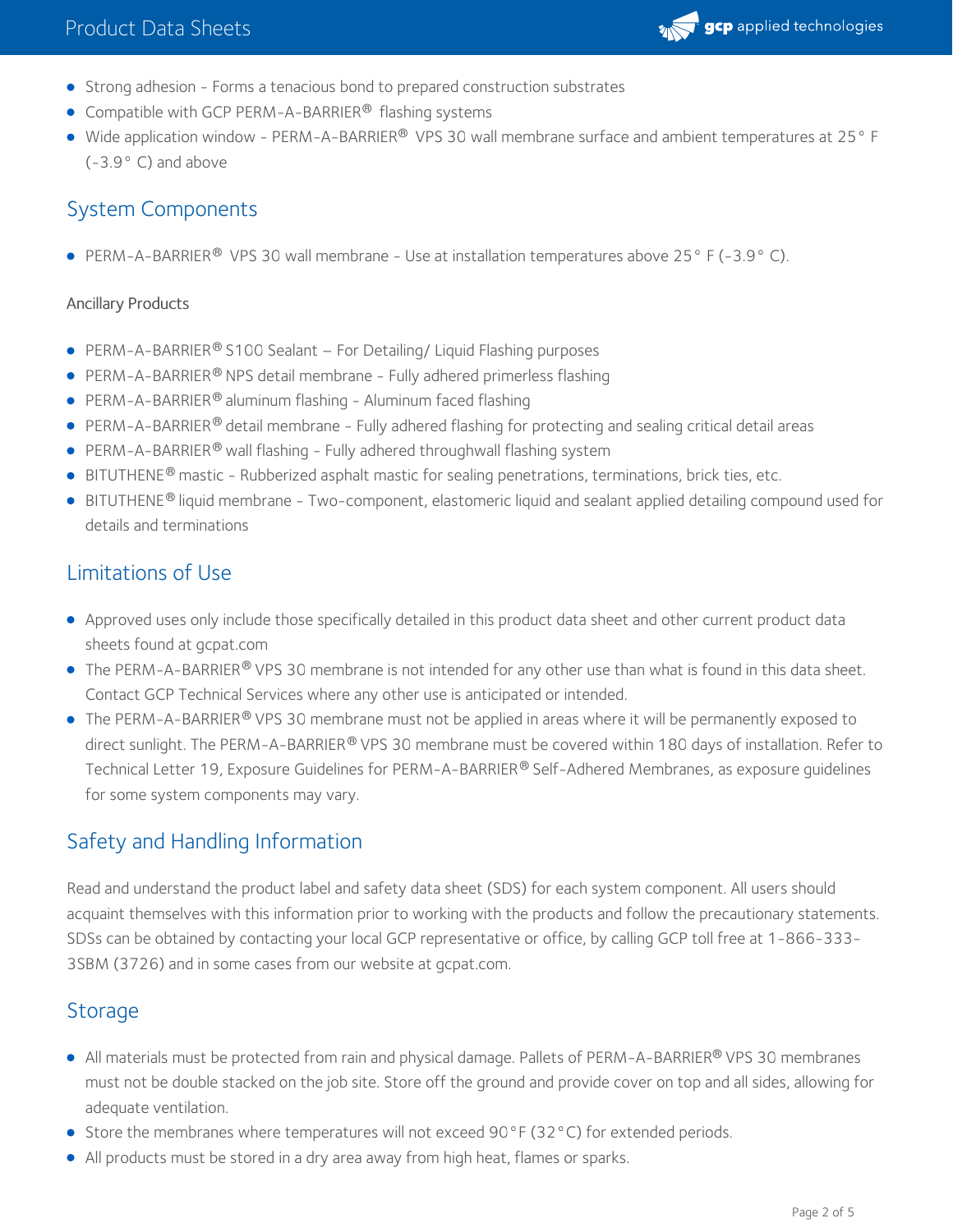- Strong adhesion - Forms a tenacious bond to prepared construction substrates
- Compatible with GCP PERM-A-BARRIER® flashing systems
- Wide application window - PERM-A-BARRIER® VPS 30 wall membrane surface and ambient temperatures at 25° F (-3.9° C) and above

## System Components

- PERM-A-BARRIER® VPS 30 wall membrane - Use at installation temperatures above 25° F (-3.9° C).

### Ancillary Products

- PERM-A-BARRIER® S100 Sealant – For Detailing/ Liquid Flashing purposes
- PERM-A-BARRIER® NPS detail membrane - Fully adhered primerless flashing
- PERM-A-BARRIER® aluminum flashing - Aluminum faced flashing
- PERM-A-BARRIER® detail membrane - Fully adhered flashing for protecting and sealing critical detail areas
- PERM-A-BARRIER® wall flashing - Fully adhered throughwall flashing system
- BITUTHENE® mastic - Rubberized asphalt mastic for sealing penetrations, terminations, brick ties, etc.
- BITUTHENE® liquid membrane - Two-component, elastomeric liquid and sealant applied detailing compound used for details and terminations

## Limitations of Use

- Approved uses only include those specifically detailed in this product data sheet and other current product data sheets found at gcpat.com
- The PERM-A-BARRIER® VPS 30 membrane is not intended for any other use than what is found in this data sheet. Contact GCP Technical Services where any other use is anticipated or intended.
- The PERM-A-BARRIER® VPS 30 membrane must not be applied in areas where it will be permanently exposed to direct sunlight. The PERM-A-BARRIER® VPS 30 membrane must be covered within 180 days of installation. Refer to Technical Letter 19, Exposure Guidelines for PERM-A-BARRIER® Self-Adhered Membranes, as exposure guidelines for some system components may vary.

## Safety and Handling Information

Read and understand the product label and safety data sheet (SDS) for each system component. All users should acquaint themselves with this information prior to working with the products and follow the precautionary statements. SDSs can be obtained by contacting your local GCP representative or office, by calling GCP toll free at 1-866-333-3SBM (3726) and in some cases from our website at gcpat.com.

## Storage

- All materials must be protected from rain and physical damage. Pallets of PERM-A-BARRIER® VPS 30 membranes must not be double stacked on the job site. Store off the ground and provide cover on top and all sides, allowing for adequate ventilation.
- Store the membranes where temperatures will not exceed 90°F (32°C) for extended periods.
- All products must be stored in a dry area away from high heat, flames or sparks.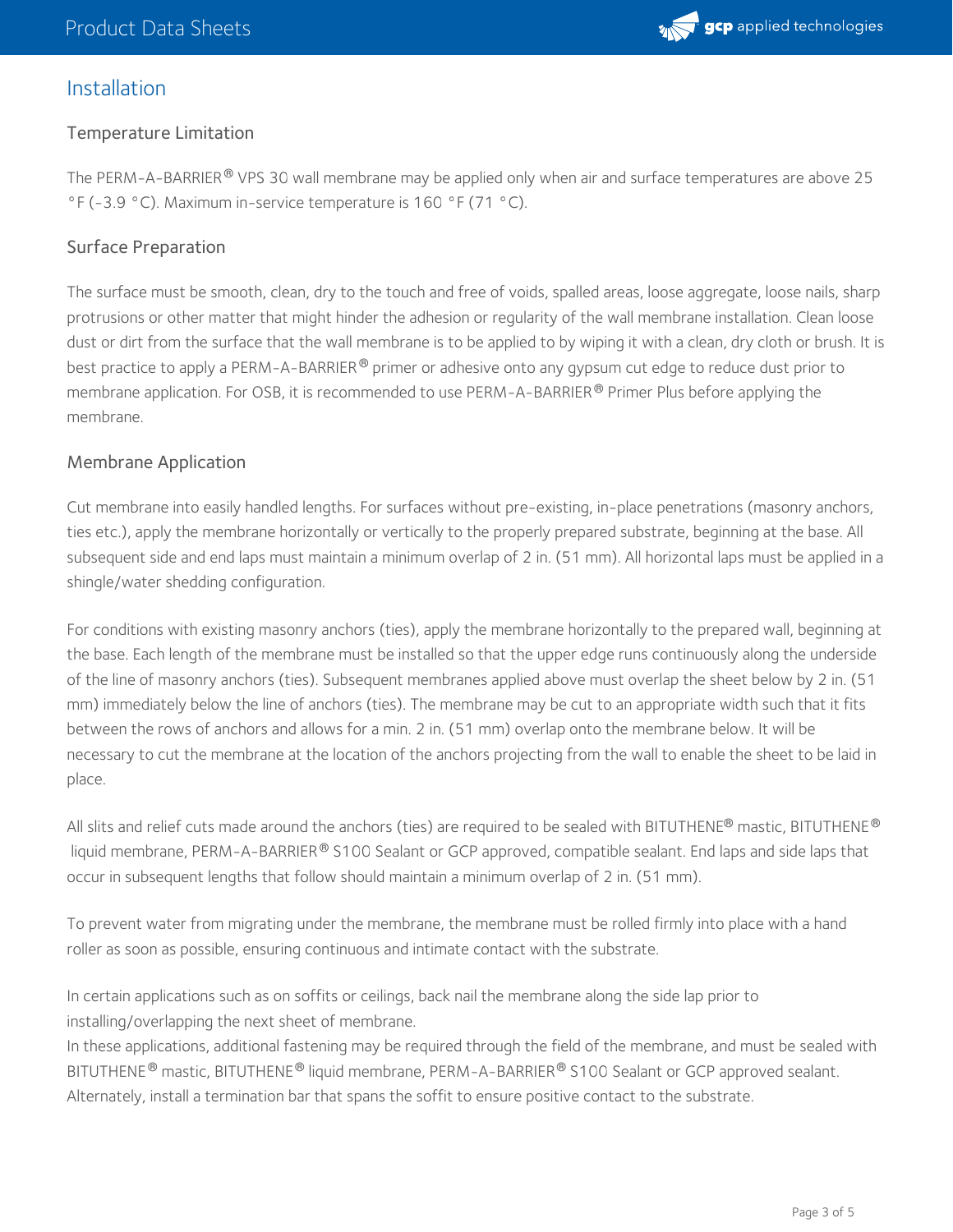## Installation

### Temperature Limitation

The PERM-A-BARRIER® VPS 30 wall membrane may be applied only when air and surface temperatures are above 25 °F (-3.9 °C). Maximum in-service temperature is 160 °F (71 °C).

### Surface Preparation

The surface must be smooth, clean, dry to the touch and free of voids, spalled areas, loose aggregate, loose nails, sharp protrusions or other matter that might hinder the adhesion or regularity of the wall membrane installation. Clean loose dust or dirt from the surface that the wall membrane is to be applied to by wiping it with a clean, dry cloth or brush. It is best practice to apply a PERM-A-BARRIER® primer or adhesive onto any gypsum cut edge to reduce dust prior to membrane application. For OSB, it is recommended to use PERM-A-BARRIER® Primer Plus before applying the membrane.

### Membrane Application

Cut membrane into easily handled lengths. For surfaces without pre-existing, in-place penetrations (masonry anchors, ties etc.), apply the membrane horizontally or vertically to the properly prepared substrate, beginning at the base. All subsequent side and end laps must maintain a minimum overlap of 2 in. (51 mm). All horizontal laps must be applied in a shingle/water shedding configuration.

For conditions with existing masonry anchors (ties), apply the membrane horizontally to the prepared wall, beginning at the base. Each length of the membrane must be installed so that the upper edge runs continuously along the underside of the line of masonry anchors (ties). Subsequent membranes applied above must overlap the sheet below by 2 in. (51 mm) immediately below the line of anchors (ties). The membrane may be cut to an appropriate width such that it fits between the rows of anchors and allows for a min. 2 in. (51 mm) overlap onto the membrane below. It will be necessary to cut the membrane at the location of the anchors projecting from the wall to enable the sheet to be laid in place.

All slits and relief cuts made around the anchors (ties) are required to be sealed with BITUTHENE® mastic, BITUTHENE® liquid membrane, PERM-A-BARRIER® S100 Sealant or GCP approved, compatible sealant. End laps and side laps that occur in subsequent lengths that follow should maintain a minimum overlap of 2 in. (51 mm).

To prevent water from migrating under the membrane, the membrane must be rolled firmly into place with a hand roller as soon as possible, ensuring continuous and intimate contact with the substrate.

In certain applications such as on soffits or ceilings, back nail the membrane along the side lap prior to installing/overlapping the next sheet of membrane.
In these applications, additional fastening may be required through the field of the membrane, and must be sealed with BITUTHENE® mastic, BITUTHENE® liquid membrane, PERM-A-BARRIER® S100 Sealant or GCP approved sealant. Alternately, install a termination bar that spans the soffit to ensure positive contact to the substrate.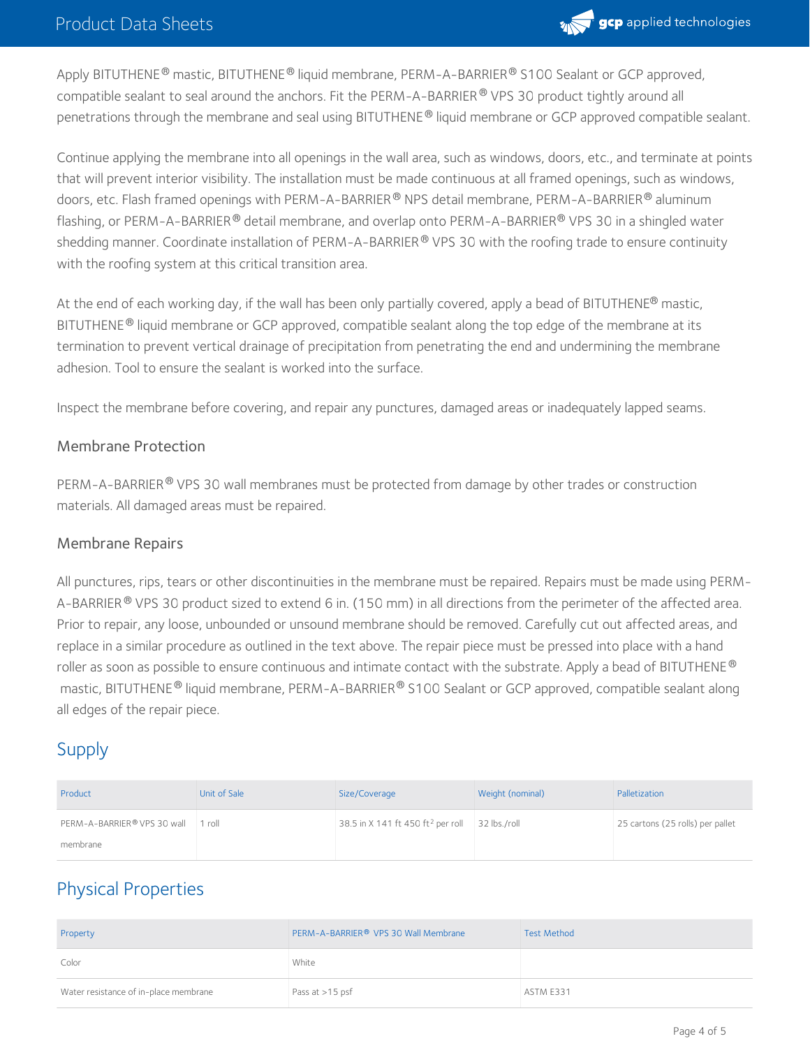Apply BITUTHENE® mastic, BITUTHENE® liquid membrane, PERM-A-BARRIER® S100 Sealant or GCP approved, compatible sealant to seal around the anchors. Fit the PERM-A-BARRIER® VPS 30 product tightly around all penetrations through the membrane and seal using BITUTHENE® liquid membrane or GCP approved compatible sealant.

Continue applying the membrane into all openings in the wall area, such as windows, doors, etc., and terminate at points that will prevent interior visibility. The installation must be made continuous at all framed openings, such as windows, doors, etc. Flash framed openings with PERM-A-BARRIER® NPS detail membrane, PERM-A-BARRIER® aluminum flashing, or PERM-A-BARRIER® detail membrane, and overlap onto PERM-A-BARRIER® VPS 30 in a shingled water shedding manner. Coordinate installation of PERM-A-BARRIER® VPS 30 with the roofing trade to ensure continuity with the roofing system at this critical transition area.

At the end of each working day, if the wall has been only partially covered, apply a bead of BITUTHENE® mastic, BITUTHENE® liquid membrane or GCP approved, compatible sealant along the top edge of the membrane at its termination to prevent vertical drainage of precipitation from penetrating the end and undermining the membrane adhesion. Tool to ensure the sealant is worked into the surface.

Inspect the membrane before covering, and repair any punctures, damaged areas or inadequately lapped seams.

### Membrane Protection

PERM-A-BARRIER® VPS 30 wall membranes must be protected from damage by other trades or construction materials. All damaged areas must be repaired.

### Membrane Repairs

All punctures, rips, tears or other discontinuities in the membrane must be repaired. Repairs must be made using PERM-A-BARRIER® VPS 30 product sized to extend 6 in. (150 mm) in all directions from the perimeter of the affected area. Prior to repair, any loose, unbounded or unsound membrane should be removed. Carefully cut out affected areas, and replace in a similar procedure as outlined in the text above. The repair piece must be pressed into place with a hand roller as soon as possible to ensure continuous and intimate contact with the substrate. Apply a bead of BITUTHENE® mastic, BITUTHENE® liquid membrane, PERM-A-BARRIER® S100 Sealant or GCP approved, compatible sealant along all edges of the repair piece.

## Supply

| Product | Unit of Sale | Size/Coverage | Weight (nominal) | Palletization |
|---|---|---|---|---|
| PERM-A-BARRIER® VPS 30 wall membrane | 1 roll | 38.5 in X 141 ft 450 ft² per roll | 32 lbs./roll | 25 cartons (25 rolls) per pallet |

## Physical Properties

| Property | PERM-A-BARRIER® VPS 30 Wall Membrane | Test Method |
|---|---|---|
| Color | White | |
| Water resistance of in-place membrane | Pass at >15 psf | ASTM E331 |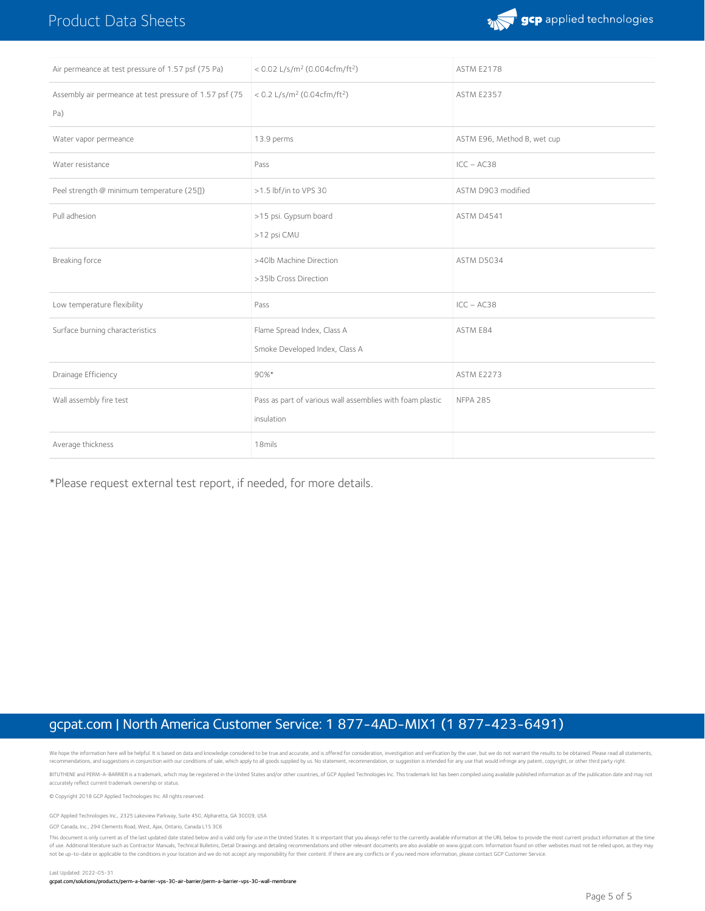| | | |
|---|---|---|
| Air permeance at test pressure of 1.57 psf (75 Pa) | < 0.02 L/s/m² (0.004cfm/ft²) | ASTM E2178 |
| Assembly air permeance at test pressure of 1.57 psf (75 Pa) | < 0.2 L/s/m² (0.04cfm/ft²) | ASTM E2357 |
| Water vapor permeance | 13.9 perms | ASTM E96, Method B, wet cup |
| Water resistance | Pass | ICC – AC38 |
| Peel strength @ minimum temperature (25) | >1.5 lbf/in to VPS 30 | ASTM D903 modified |
| Pull adhesion | >15 psi. Gypsum board<br>>12 psi CMU | ASTM D4541 |
| Breaking force | >40lb Machine Direction<br>>35lb Cross Direction | ASTM D5034 |
| Low temperature flexibility | Pass | ICC – AC38 |
| Surface burning characteristics | Flame Spread Index, Class A<br>Smoke Developed Index, Class A | ASTM E84 |
| Drainage Efficiency | 90%* | ASTM E2273 |
| Wall assembly fire test | Pass as part of various wall assemblies with foam plastic insulation | NFPA 285 |
| Average thickness | 18mils | |

*Please request external test report, if needed, for more details.

gcpat.com | North America Customer Service: 1 877-4AD-MIX1 (1 877-423-6491)

We hope the information here will be helpful. It is based on data and knowledge considered to be true and accurate, and is offered for consideration, investigation and verification by the user, but we do not warrant the results to be obtained. Please read all statements, recommendations, and suggestions in conjunction with our conditions of sale, which apply to all goods supplied by us. No statement, recommendation, or suggestion is intended for any use that would infringe any patent, copyright, or other third party right.

BITUTHENE and PERM-A-BARRIER is a trademark, which may be registered in the United States and/or other countries, of GCP Applied Technologies Inc. This trademark list has been compiled using available published information as of the publication date and may not accurately reflect current trademark ownership or status.

© Copyright 2018 GCP Applied Technologies Inc. All rights reserved.

GCP Applied Technologies Inc., 2325 Lakeview Parkway, Suite 450, Alpharetta, GA 30009, USA

GCP Canada, Inc., 294 Clements Road, West, Ajax, Ontario, Canada L1S 3C6

This document is only current as of the last updated date stated below and is valid only for use in the United States. It is important that you always refer to the currently available information at the URL below to provide the most current product information at the time of use. Additional literature such as Contractor Manuals, Technical Bulletins, Detail Drawings and detailing recommendations and other relevant documents are also available on www.gcpat.com. Information found on other websites must not be relied upon, as they may not be up-to-date or applicable to the conditions in your location and we do not accept any responsibility for their content. If there are any conflicts or if you need more information, please contact GCP Customer Service.

Last Updated: 2022-05-31

gcpat.com/solutions/products/perm-a-barrier-vps-30-air-barrier/perm-a-barrier-vps-30-wall-membrane